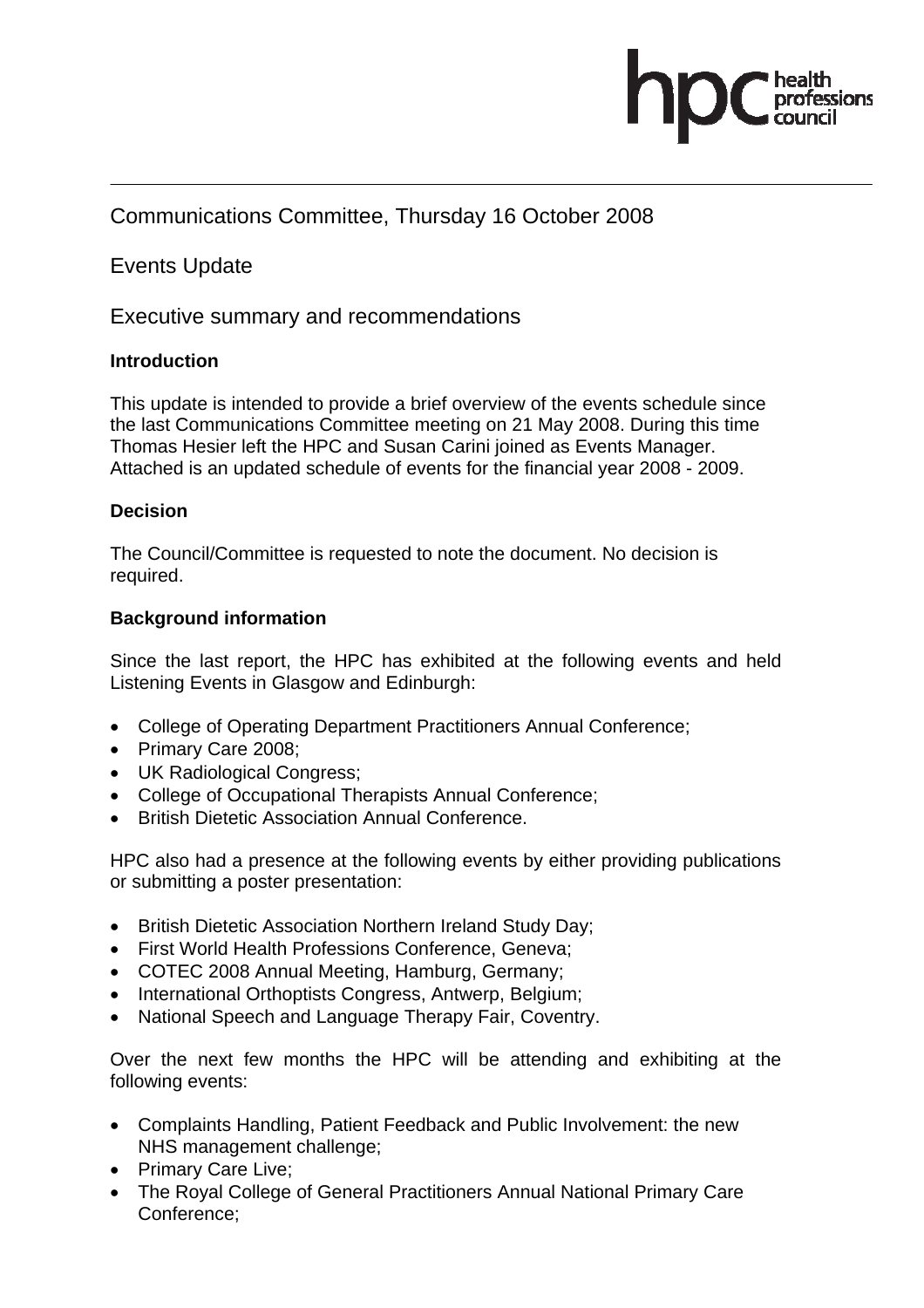Communications Committee, Thursday 16 October 2008

Events Update

Executive summary and recommendations

**Introduction**

This update is intended to provide a brief overview of the events schedule since the last Communications Committee meeting on 21 May 2008. During this time Thomas Hesier left the HPC and Susan Carini joined as Events Manager. Attached is an updated schedule of events for the financial year 2008 - 2009.

**Decision**

The Council/Committee is requested to note the document. No decision is required.

**Background information**

Since the last report, the HPC has exhibited at the following events and held Listening Events in Glasgow and Edinburgh:

- College of Operating Department Practitioners Annual Conference;
- Primary Care 2008;
- UK Radiological Congress;
- College of Occupational Therapists Annual Conference;
- British Dietetic Association Annual Conference.

HPC also had a presence at the following events by either providing publications or submitting a poster presentation:

- British Dietetic Association Northern Ireland Study Day;
- First World Health Professions Conference, Geneva;
- COTEC 2008 Annual Meeting, Hamburg, Germany;
- International Orthoptists Congress, Antwerp, Belgium;
- National Speech and Language Therapy Fair, Coventry.

Over the next few months the HPC will be attending and exhibiting at the following events:

- Complaints Handling, Patient Feedback and Public Involvement: the new NHS management challenge;
- Primary Care Live;
- The Royal College of General Practitioners Annual National Primary Care Conference;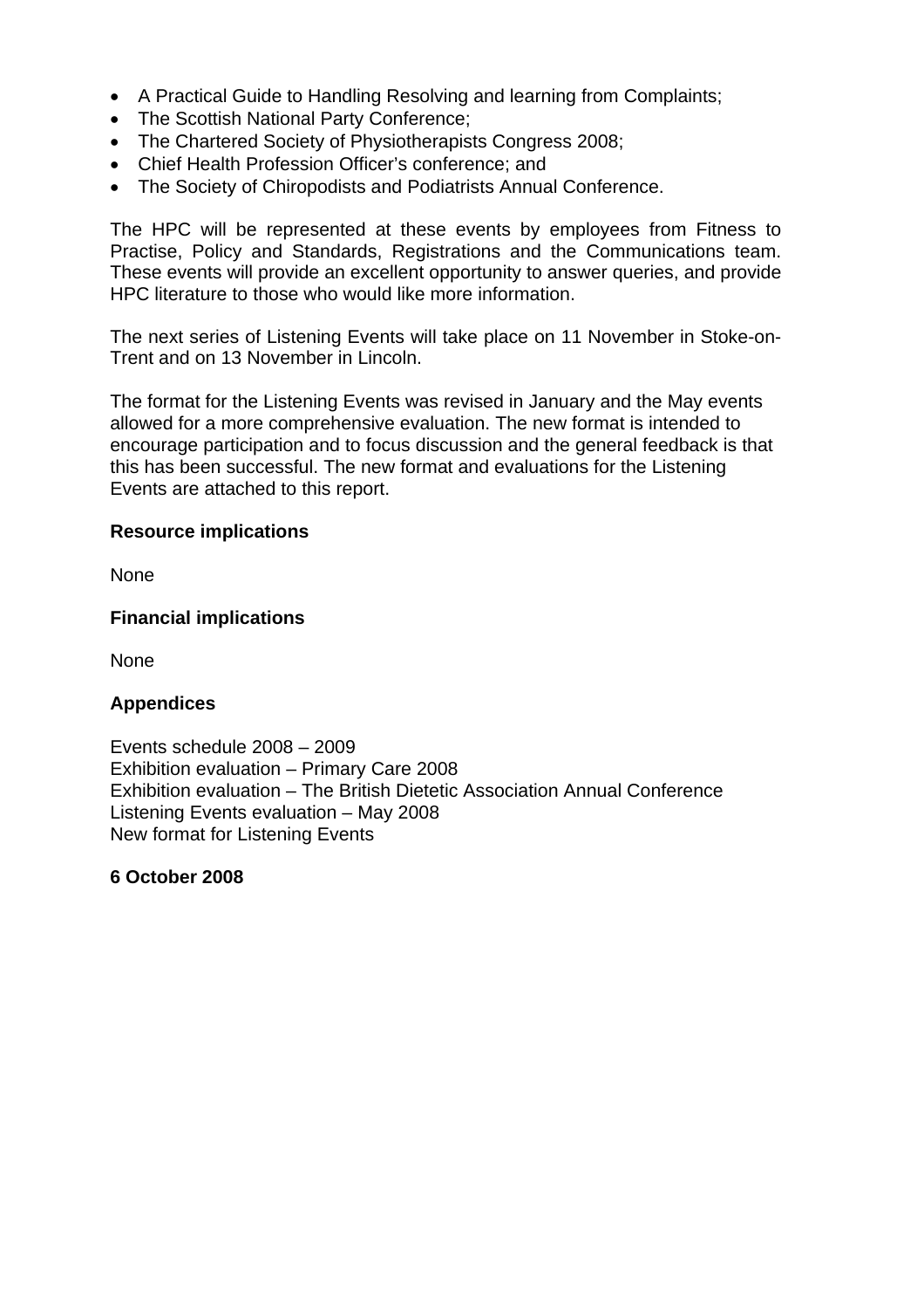- A Practical Guide to Handling Resolving and learning from Complaints;
- The Scottish National Party Conference;
- The Chartered Society of Physiotherapists Congress 2008;
- Chief Health Profession Officer's conference; and
- The Society of Chiropodists and Podiatrists Annual Conference.

The HPC will be represented at these events by employees from Fitness to Practise, Policy and Standards, Registrations and the Communications team. These events will provide an excellent opportunity to answer queries, and provide HPC literature to those who would like more information.

The next series of Listening Events will take place on 11 November in Stoke-on-Trent and on 13 November in Lincoln.

The format for the Listening Events was revised in January and the May events allowed for a more comprehensive evaluation. The new format is intended to encourage participation and to focus discussion and the general feedback is that this has been successful. The new format and evaluations for the Listening Events are attached to this report.

**Resource implications**

None

**Financial implications**

None

**Appendices**

Events schedule 2008 – 2009
Exhibition evaluation – Primary Care 2008
Exhibition evaluation – The British Dietetic Association Annual Conference
Listening Events evaluation – May 2008
New format for Listening Events

**6 October 2008**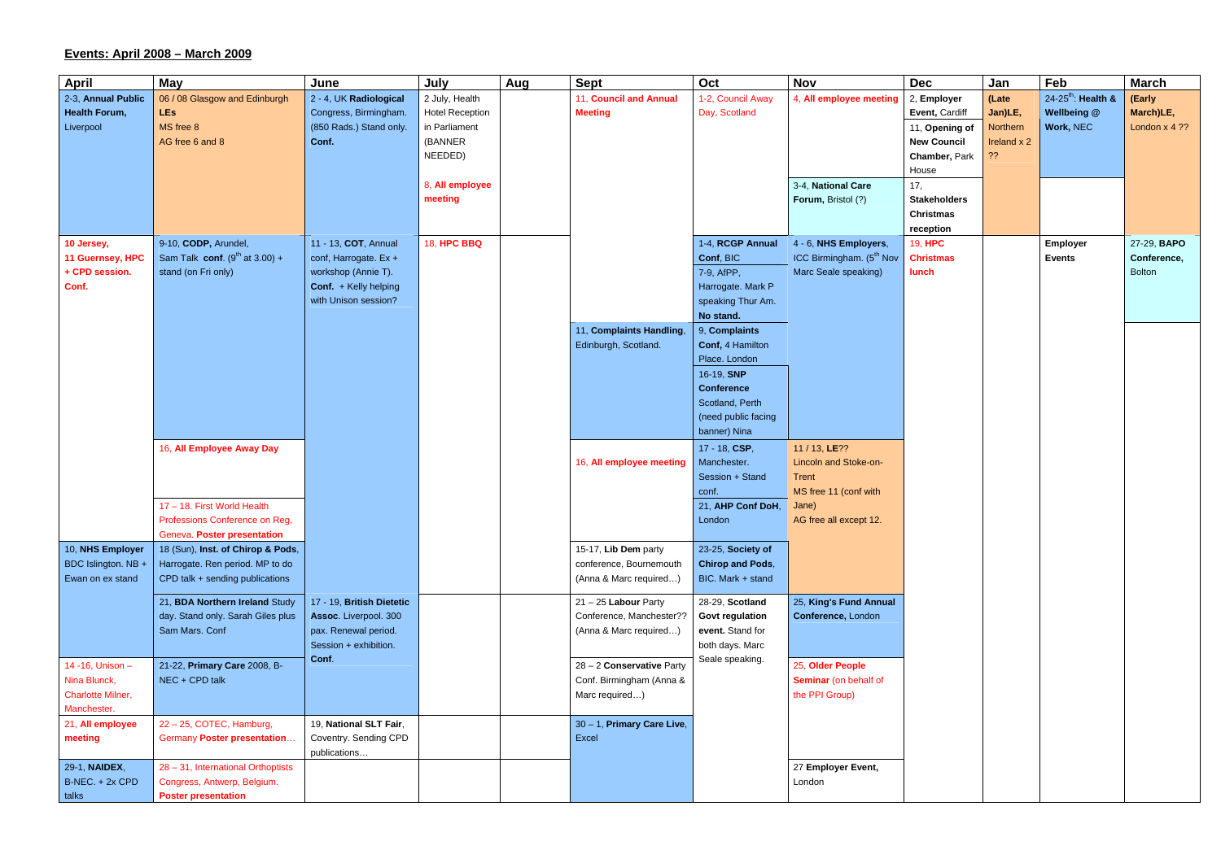**Events: April 2008 – March 2009**

| April | May | June | July | Aug | Sept | Oct | Nov | Dec | Jan | Feb | March |
|---|---|---|---|---|---|---|---|---|---|---|---|
| 2-3, **Annual Public Health Forum,** Liverpool | 06 / 08 Glasgow and Edinburgh **LEs** MS free 8 AG free 6 and 8 | 2 - 4, UK **Radiological** Congress, Birmingham. (850 Rads.) Stand only. **Conf.** | 2 July, Health Hotel Reception in Parliament (BANNER NEEDED) 8, **All employee meeting** | | 11, **Council and Annual Meeting** | 1-2, Council Away Day, Scotland | 4, **All employee meeting** | 2, **Employer Event,** Cardiff 11, **Opening of New Council Chamber,** Park House | **(Late Jan)LE,** Northern Ireland x 2 ?? | 24-25[th]: **Health & Wellbeing @ Work,** NEC | **(Early March)LE,** London x 4 ?? |
| | | | | | | | 3-4, **National Care Forum,** Bristol (?) | 17, **Stakeholders Christmas reception** | | | |
| **10 Jersey, 11 Guernsey, HPC + CPD session. Conf.** | 9-10, **CODP,** Arundel, Sam Talk **conf.** (9[th] at 3.00) + stand (on Fri only) | 11 - 13, **COT**, Annual conf, Harrogate. Ex + workshop (Annie T). **Conf.** + Kelly helping with Unison session? | 18, **HPC BBQ** | | | 1-4, **RCGP Annual Conf**, BIC 7-9, AfPP, Harrogate. Mark P speaking Thur Am. **No stand.** | 4 - 6, **NHS Employers**, ICC Birmingham. (5[th] Nov Marc Seale speaking) | 19, **HPC Christmas lunch** | | **Employer Events** | 27-29, **BAPO Conference,** Bolton |
| | | | | | 11, **Complaints Handling**, Edinburgh, Scotland. | 9, **Complaints Conf,** 4 Hamilton Place. London 16-19, **SNP Conference** Scotland, Perth (need public facing banner) Nina | | | | | |
| | 16, **All Employee Away Day** 17 – 18. First World Health Professions Conference on Reg, Geneva, **Poster presentation** | | | | 16, **All employee meeting** | 17 - 18, **CSP**, Manchester. Session + Stand conf. 21, **AHP Conf DoH**, London | 11 / 13, **LE**?? Lincoln and Stoke-on-Trent MS free 11 (conf with Jane) AG free all except 12. | | | | |
| 10, **NHS Employer** BDC Islington. NB + Ewan on ex stand | 18 (Sun), **Inst. of Chirop & Pods**, Harrogate. Ren period. MP to do CPD talk + sending publications | | | | 15-17, **Lib Dem** party conference, Bournemouth (Anna & Marc required…) | 23-25, **Society of Chirop and Pods**, BIC. Mark + stand | | | | | |
| | 21, **BDA Northern Ireland** Study day. Stand only. Sarah Giles plus Sam Mars. Conf | 17 - 19, **British Dietetic Assoc**. Liverpool. 300 pax. Renewal period. Session + exhibition. **Conf**. | | | 21 – 25 **Labour** Party Conference, Manchester?? (Anna & Marc required…) | 28-29, **Scotland Govt regulation event.** Stand for both days. Marc Seale speaking. | 25, **King's Fund Annual Conference,** London | | | | |
| 14 -16, Unison – Nina Blunck, Charlotte Milner, Manchester. | 21-22, **Primary Care** 2008, B-NEC + CPD talk | | | | 28 – 2 **Conservative** Party Conf. Birmingham (Anna & Marc required…) | | 25, **Older People Seminar** (on behalf of the PPI Group) | | | | |
| **21, All employee meeting** | 22 – 25, COTEC, Hamburg, Germany **Poster presentation**… | 19, **National SLT Fair**, Coventry. Sending CPD publications… | | | 30 – 1, **Primary Care Live**, Excel | | | | | | |
| 29-1, **NAIDEX**, B-NEC. + 2x CPD talks | 28 – 31, International Orthoptists Congress, Antwerp, Belgium. **Poster presentation** | | | | | | 27 **Employer Event,** London | | | | |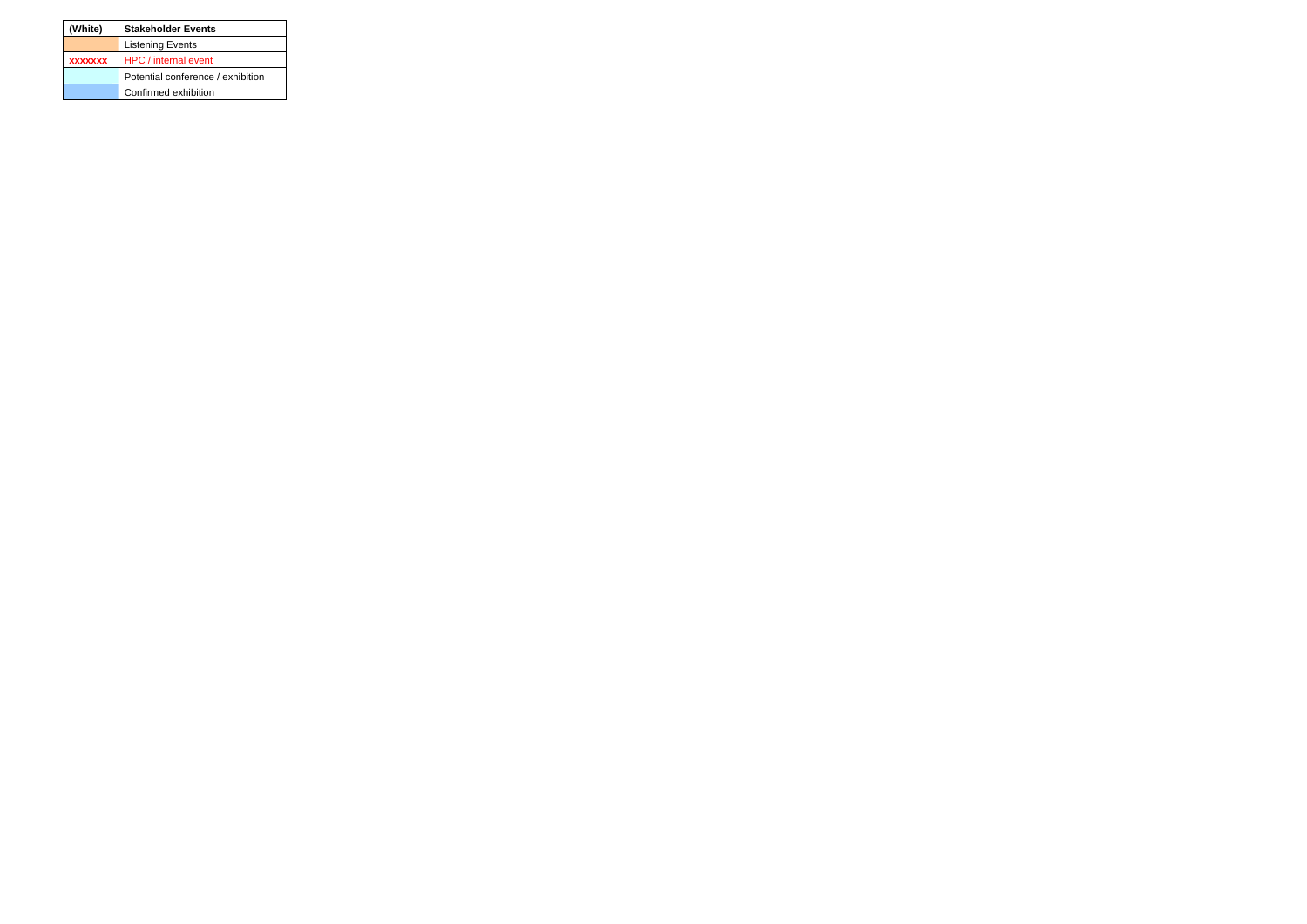| (White) | Stakeholder Events |
|---|---|
| | Listening Events |
| xxxxxxx | HPC / internal event |
| | Potential conference / exhibition |
| | Confirmed exhibition |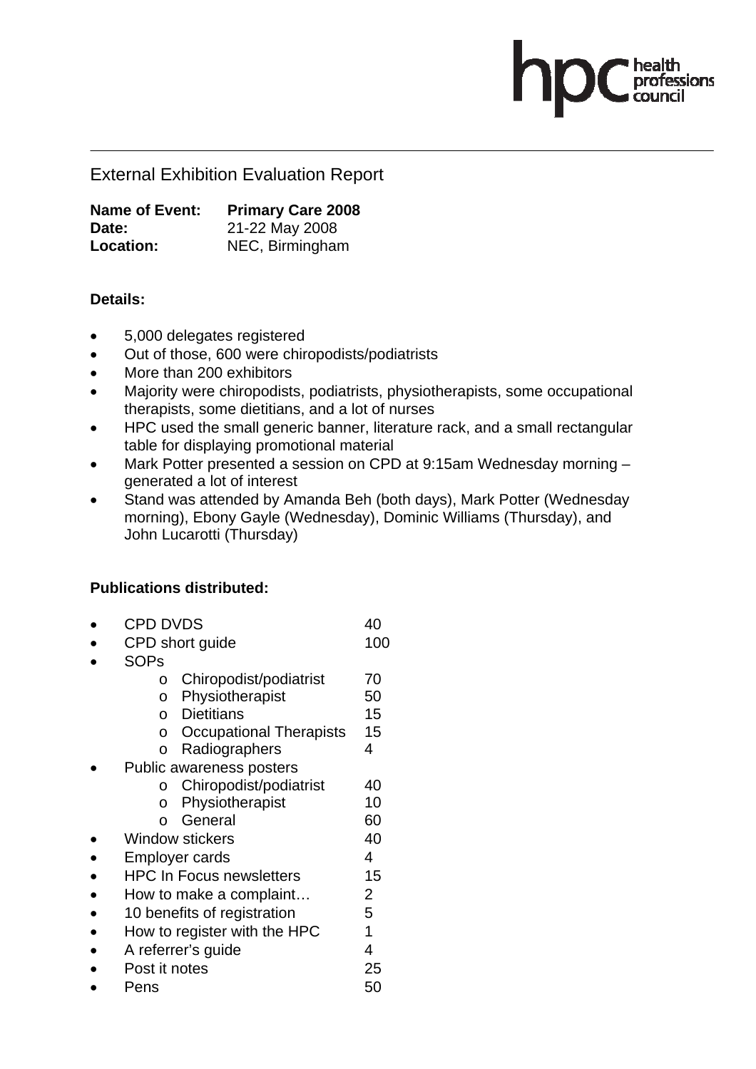## External Exhibition Evaluation Report

**Name of Event:** **Primary Care 2008**
**Date:** 21-22 May 2008
**Location:** NEC, Birmingham

**Details:**

- 5,000 delegates registered
- Out of those, 600 were chiropodists/podiatrists
- More than 200 exhibitors
- Majority were chiropodists, podiatrists, physiotherapists, some occupational therapists, some dietitians, and a lot of nurses
- HPC used the small generic banner, literature rack, and a small rectangular table for displaying promotional material
- Mark Potter presented a session on CPD at 9:15am Wednesday morning – generated a lot of interest
- Stand was attended by Amanda Beh (both days), Mark Potter (Wednesday morning), Ebony Gayle (Wednesday), Dominic Williams (Thursday), and John Lucarotti (Thursday)

**Publications distributed:**

- CPD DVDS 40
- CPD short guide 100
- SOPs
  - Chiropodist/podiatrist 70
  - Physiotherapist 50
  - Dietitians 15
  - Occupational Therapists 15
  - Radiographers 4
- Public awareness posters
  - Chiropodist/podiatrist 40
  - Physiotherapist 10
  - General 60
- Window stickers 40
- Employer cards 4
- HPC In Focus newsletters 15
- How to make a complaint… 2
- 10 benefits of registration 5
- How to register with the HPC 1
- A referrer's guide 4
- Post it notes 25
- Pens 50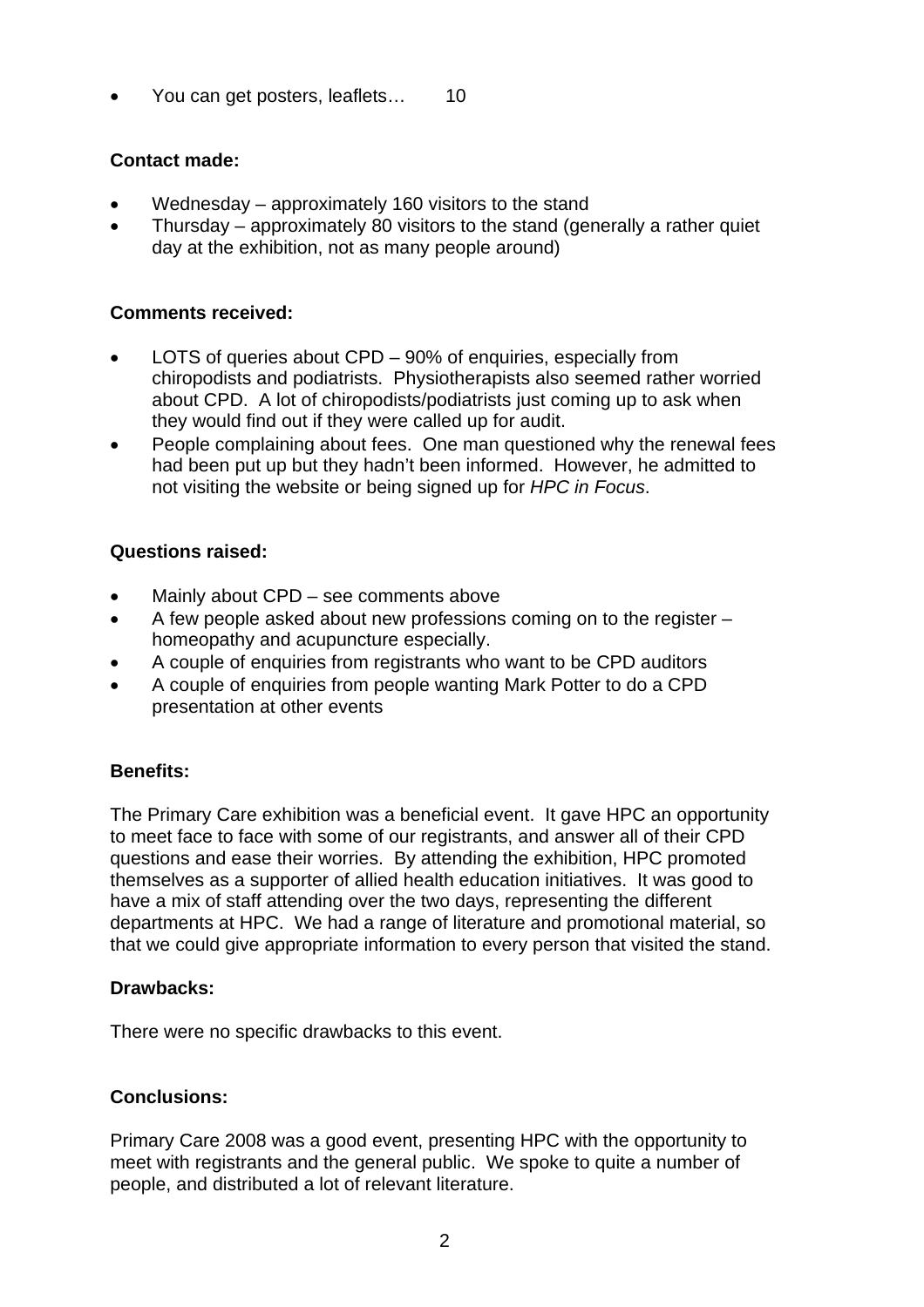- You can get posters, leaflets… 10

**Contact made:**

- Wednesday – approximately 160 visitors to the stand
- Thursday – approximately 80 visitors to the stand (generally a rather quiet day at the exhibition, not as many people around)

**Comments received:**

- LOTS of queries about CPD – 90% of enquiries, especially from chiropodists and podiatrists. Physiotherapists also seemed rather worried about CPD. A lot of chiropodists/podiatrists just coming up to ask when they would find out if they were called up for audit.
- People complaining about fees. One man questioned why the renewal fees had been put up but they hadn't been informed. However, he admitted to not visiting the website or being signed up for *HPC in Focus*.

**Questions raised:**

- Mainly about CPD – see comments above
- A few people asked about new professions coming on to the register – homeopathy and acupuncture especially.
- A couple of enquiries from registrants who want to be CPD auditors
- A couple of enquiries from people wanting Mark Potter to do a CPD presentation at other events

**Benefits:**

The Primary Care exhibition was a beneficial event. It gave HPC an opportunity to meet face to face with some of our registrants, and answer all of their CPD questions and ease their worries. By attending the exhibition, HPC promoted themselves as a supporter of allied health education initiatives. It was good to have a mix of staff attending over the two days, representing the different departments at HPC. We had a range of literature and promotional material, so that we could give appropriate information to every person that visited the stand.

**Drawbacks:**

There were no specific drawbacks to this event.

**Conclusions:**

Primary Care 2008 was a good event, presenting HPC with the opportunity to meet with registrants and the general public. We spoke to quite a number of people, and distributed a lot of relevant literature.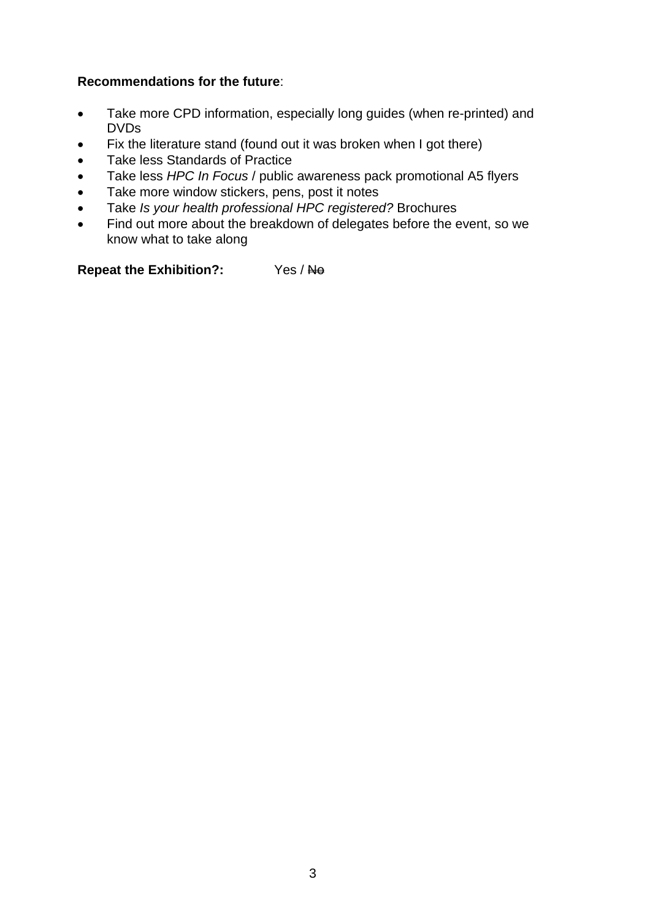**Recommendations for the future**:

- Take more CPD information, especially long guides (when re-printed) and DVDs
- Fix the literature stand (found out it was broken when I got there)
- Take less Standards of Practice
- Take less *HPC In Focus* / public awareness pack promotional A5 flyers
- Take more window stickers, pens, post it notes
- Take *Is your health professional HPC registered?* Brochures
- Find out more about the breakdown of delegates before the event, so we know what to take along

**Repeat the Exhibition?:** Yes / ~~No~~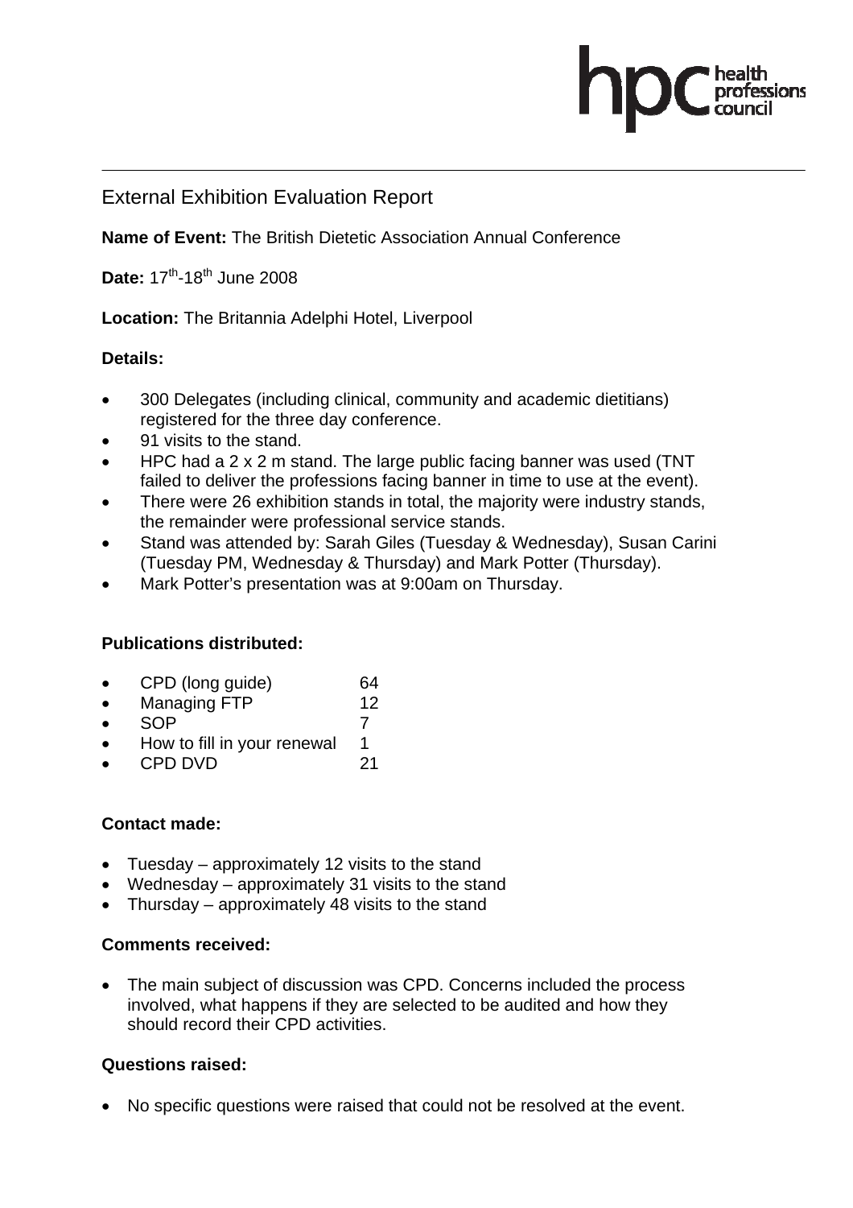## External Exhibition Evaluation Report

**Name of Event:** The British Dietetic Association Annual Conference

**Date:** 17th-18th June 2008

**Location:** The Britannia Adelphi Hotel, Liverpool

**Details:**

- 300 Delegates (including clinical, community and academic dietitians) registered for the three day conference.
- 91 visits to the stand.
- HPC had a 2 x 2 m stand. The large public facing banner was used (TNT failed to deliver the professions facing banner in time to use at the event).
- There were 26 exhibition stands in total, the majority were industry stands, the remainder were professional service stands.
- Stand was attended by: Sarah Giles (Tuesday & Wednesday), Susan Carini (Tuesday PM, Wednesday & Thursday) and Mark Potter (Thursday).
- Mark Potter's presentation was at 9:00am on Thursday.

**Publications distributed:**

- CPD (long guide) 64
- Managing FTP 12
- SOP 7
- How to fill in your renewal 1
- CPD DVD 21

**Contact made:**

- Tuesday – approximately 12 visits to the stand
- Wednesday – approximately 31 visits to the stand
- Thursday – approximately 48 visits to the stand

**Comments received:**

- The main subject of discussion was CPD. Concerns included the process involved, what happens if they are selected to be audited and how they should record their CPD activities.

**Questions raised:**

- No specific questions were raised that could not be resolved at the event.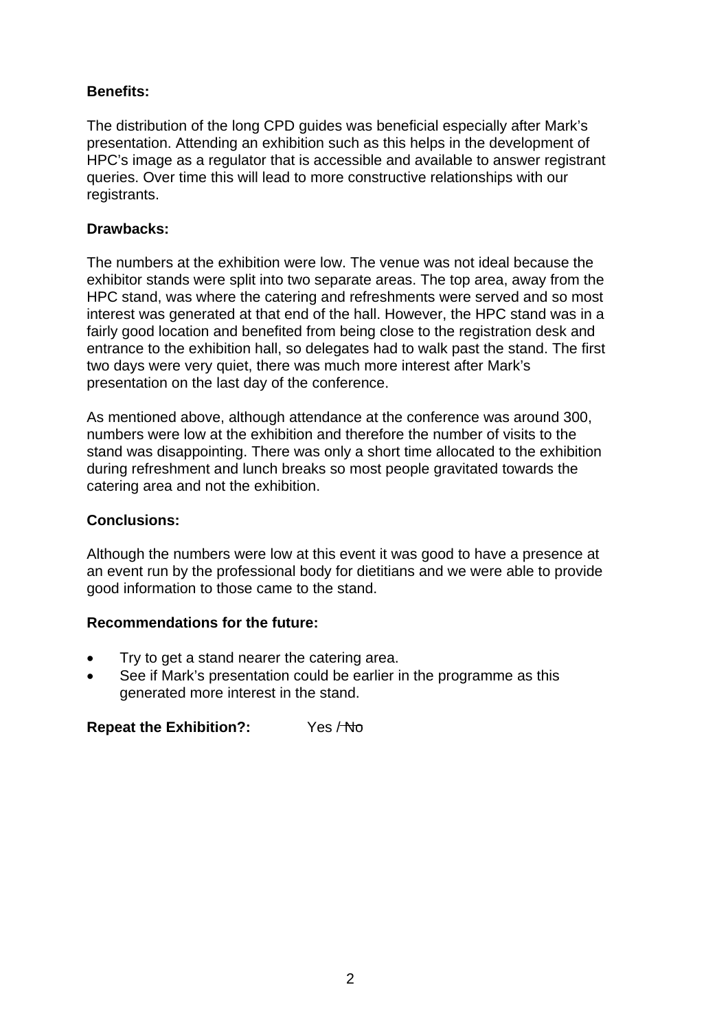**Benefits:**

The distribution of the long CPD guides was beneficial especially after Mark's presentation. Attending an exhibition such as this helps in the development of HPC's image as a regulator that is accessible and available to answer registrant queries. Over time this will lead to more constructive relationships with our registrants.

**Drawbacks:**

The numbers at the exhibition were low. The venue was not ideal because the exhibitor stands were split into two separate areas. The top area, away from the HPC stand, was where the catering and refreshments were served and so most interest was generated at that end of the hall. However, the HPC stand was in a fairly good location and benefited from being close to the registration desk and entrance to the exhibition hall, so delegates had to walk past the stand. The first two days were very quiet, there was much more interest after Mark's presentation on the last day of the conference.

As mentioned above, although attendance at the conference was around 300, numbers were low at the exhibition and therefore the number of visits to the stand was disappointing. There was only a short time allocated to the exhibition during refreshment and lunch breaks so most people gravitated towards the catering area and not the exhibition.

**Conclusions:**

Although the numbers were low at this event it was good to have a presence at an event run by the professional body for dietitians and we were able to provide good information to those came to the stand.

**Recommendations for the future:**

- Try to get a stand nearer the catering area.
- See if Mark's presentation could be earlier in the programme as this generated more interest in the stand.

**Repeat the Exhibition?:** Yes ~~/ No~~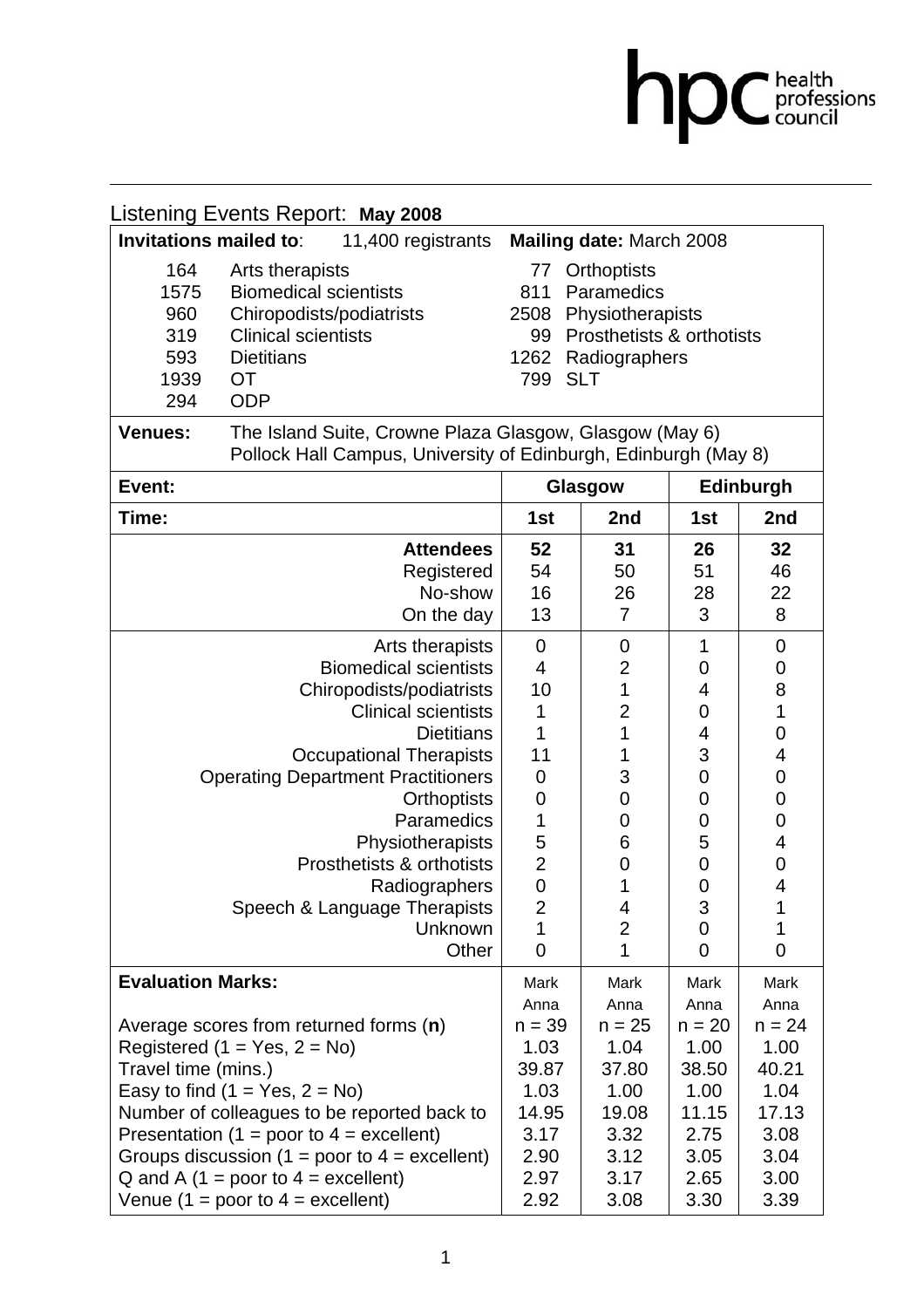hpc health professions council

## Listening Events Report: **May 2008**

**Invitations mailed to**: 11,400 registrants **Mailing date:** March 2008

| | | | |
|---|---|---|---|
| 164 | Arts therapists | 77 | Orthoptists |
| 1575 | Biomedical scientists | 811 | Paramedics |
| 960 | Chiropodists/podiatrists | 2508 | Physiotherapists |
| 319 | Clinical scientists | 99 | Prosthetists & orthotists |
| 593 | Dietitians | 1262 | Radiographers |
| 1939 | OT | 799 | SLT |
| 294 | ODP | | |

**Venues:** The Island Suite, Crowne Plaza Glasgow, Glasgow (May 6)
Pollock Hall Campus, University of Edinburgh, Edinburgh (May 8)

| **Event:** | **Glasgow** | | **Edinburgh** | |
|---|---|---|---|---|
| **Time:** | **1st** | **2nd** | **1st** | **2nd** |
| **Attendees** | **52** | **31** | **26** | **32** |
| Registered | 54 | 50 | 51 | 46 |
| No-show | 16 | 26 | 28 | 22 |
| On the day | 13 | 7 | 3 | 8 |
| Arts therapists | 0 | 0 | 1 | 0 |
| Biomedical scientists | 4 | 2 | 0 | 0 |
| Chiropodists/podiatrists | 10 | 1 | 4 | 8 |
| Clinical scientists | 1 | 2 | 0 | 1 |
| Dietitians | 1 | 1 | 4 | 0 |
| Occupational Therapists | 11 | 1 | 3 | 4 |
| Operating Department Practitioners | 0 | 3 | 0 | 0 |
| Orthoptists | 0 | 0 | 0 | 0 |
| Paramedics | 1 | 0 | 0 | 0 |
| Physiotherapists | 5 | 6 | 5 | 4 |
| Prosthetists & orthotists | 2 | 0 | 0 | 0 |
| Radiographers | 0 | 1 | 0 | 4 |
| Speech & Language Therapists | 2 | 4 | 3 | 1 |
| Unknown | 1 | 2 | 0 | 1 |
| Other | 0 | 1 | 0 | 0 |
| **Evaluation Marks:** | Mark Anna | Mark Anna | Mark Anna | Mark Anna |
| Average scores from returned forms (**n**) | n = 39 | n = 25 | n = 20 | n = 24 |
| Registered (1 = Yes, 2 = No) | 1.03 | 1.04 | 1.00 | 1.00 |
| Travel time (mins.) | 39.87 | 37.80 | 38.50 | 40.21 |
| Easy to find (1 = Yes, 2 = No) | 1.03 | 1.00 | 1.00 | 1.04 |
| Number of colleagues to be reported back to | 14.95 | 19.08 | 11.15 | 17.13 |
| Presentation (1 = poor to 4 = excellent) | 3.17 | 3.32 | 2.75 | 3.08 |
| Groups discussion (1 = poor to 4 = excellent) | 2.90 | 3.12 | 3.05 | 3.04 |
| Q and A (1 = poor to 4 = excellent) | 2.97 | 3.17 | 2.65 | 3.00 |
| Venue (1 = poor to 4 = excellent) | 2.92 | 3.08 | 3.30 | 3.39 |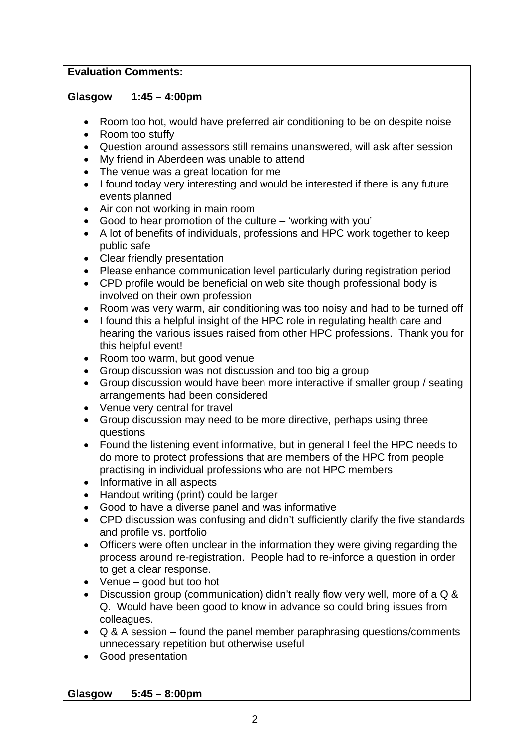**Evaluation Comments:**

**Glasgow 1:45 – 4:00pm**

- Room too hot, would have preferred air conditioning to be on despite noise
- Room too stuffy
- Question around assessors still remains unanswered, will ask after session
- My friend in Aberdeen was unable to attend
- The venue was a great location for me
- I found today very interesting and would be interested if there is any future events planned
- Air con not working in main room
- Good to hear promotion of the culture – 'working with you'
- A lot of benefits of individuals, professions and HPC work together to keep public safe
- Clear friendly presentation
- Please enhance communication level particularly during registration period
- CPD profile would be beneficial on web site though professional body is involved on their own profession
- Room was very warm, air conditioning was too noisy and had to be turned off
- I found this a helpful insight of the HPC role in regulating health care and hearing the various issues raised from other HPC professions. Thank you for this helpful event!
- Room too warm, but good venue
- Group discussion was not discussion and too big a group
- Group discussion would have been more interactive if smaller group / seating arrangements had been considered
- Venue very central for travel
- Group discussion may need to be more directive, perhaps using three questions
- Found the listening event informative, but in general I feel the HPC needs to do more to protect professions that are members of the HPC from people practising in individual professions who are not HPC members
- Informative in all aspects
- Handout writing (print) could be larger
- Good to have a diverse panel and was informative
- CPD discussion was confusing and didn't sufficiently clarify the five standards and profile vs. portfolio
- Officers were often unclear in the information they were giving regarding the process around re-registration. People had to re-inforce a question in order to get a clear response.
- Venue – good but too hot
- Discussion group (communication) didn't really flow very well, more of a Q & Q. Would have been good to know in advance so could bring issues from colleagues.
- Q & A session – found the panel member paraphrasing questions/comments unnecessary repetition but otherwise useful
- Good presentation

**Glasgow 5:45 – 8:00pm**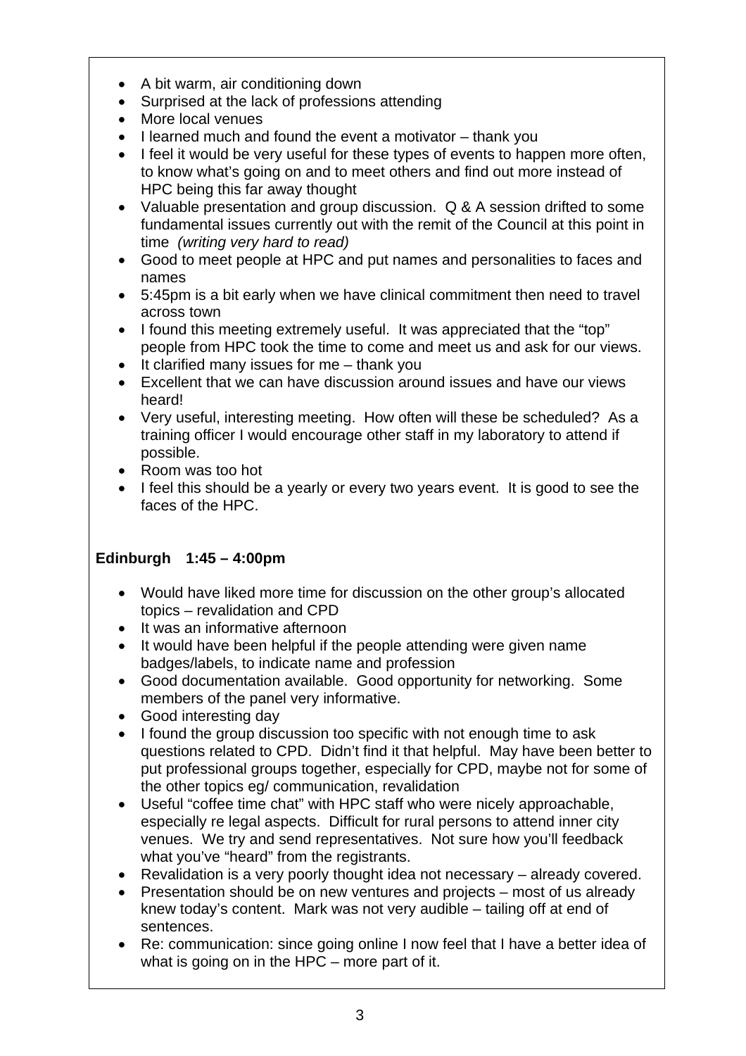- A bit warm, air conditioning down
- Surprised at the lack of professions attending
- More local venues
- I learned much and found the event a motivator – thank you
- I feel it would be very useful for these types of events to happen more often, to know what's going on and to meet others and find out more instead of HPC being this far away thought
- Valuable presentation and group discussion. Q & A session drifted to some fundamental issues currently out with the remit of the Council at this point in time *(writing very hard to read)*
- Good to meet people at HPC and put names and personalities to faces and names
- 5:45pm is a bit early when we have clinical commitment then need to travel across town
- I found this meeting extremely useful. It was appreciated that the "top" people from HPC took the time to come and meet us and ask for our views.
- It clarified many issues for me – thank you
- Excellent that we can have discussion around issues and have our views heard!
- Very useful, interesting meeting. How often will these be scheduled? As a training officer I would encourage other staff in my laboratory to attend if possible.
- Room was too hot
- I feel this should be a yearly or every two years event. It is good to see the faces of the HPC.

**Edinburgh 1:45 – 4:00pm**

- Would have liked more time for discussion on the other group's allocated topics – revalidation and CPD
- It was an informative afternoon
- It would have been helpful if the people attending were given name badges/labels, to indicate name and profession
- Good documentation available. Good opportunity for networking. Some members of the panel very informative.
- Good interesting day
- I found the group discussion too specific with not enough time to ask questions related to CPD. Didn't find it that helpful. May have been better to put professional groups together, especially for CPD, maybe not for some of the other topics eg/ communication, revalidation
- Useful "coffee time chat" with HPC staff who were nicely approachable, especially re legal aspects. Difficult for rural persons to attend inner city venues. We try and send representatives. Not sure how you'll feedback what you've "heard" from the registrants.
- Revalidation is a very poorly thought idea not necessary – already covered.
- Presentation should be on new ventures and projects – most of us already knew today's content. Mark was not very audible – tailing off at end of sentences.
- Re: communication: since going online I now feel that I have a better idea of what is going on in the HPC – more part of it.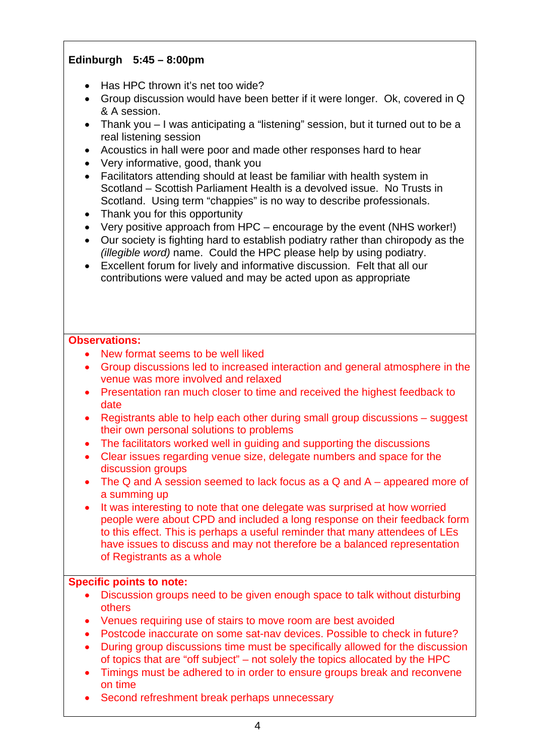**Edinburgh 5:45 – 8:00pm**

- Has HPC thrown it's net too wide?
- Group discussion would have been better if it were longer. Ok, covered in Q & A session.
- Thank you – I was anticipating a "listening" session, but it turned out to be a real listening session
- Acoustics in hall were poor and made other responses hard to hear
- Very informative, good, thank you
- Facilitators attending should at least be familiar with health system in Scotland – Scottish Parliament Health is a devolved issue. No Trusts in Scotland. Using term "chappies" is no way to describe professionals.
- Thank you for this opportunity
- Very positive approach from HPC – encourage by the event (NHS worker!)
- Our society is fighting hard to establish podiatry rather than chiropody as the *(illegible word)* name. Could the HPC please help by using podiatry.
- Excellent forum for lively and informative discussion. Felt that all our contributions were valued and may be acted upon as appropriate

**Observations:**

- New format seems to be well liked
- Group discussions led to increased interaction and general atmosphere in the venue was more involved and relaxed
- Presentation ran much closer to time and received the highest feedback to date
- Registrants able to help each other during small group discussions – suggest their own personal solutions to problems
- The facilitators worked well in guiding and supporting the discussions
- Clear issues regarding venue size, delegate numbers and space for the discussion groups
- The Q and A session seemed to lack focus as a Q and A – appeared more of a summing up
- It was interesting to note that one delegate was surprised at how worried people were about CPD and included a long response on their feedback form to this effect. This is perhaps a useful reminder that many attendees of LEs have issues to discuss and may not therefore be a balanced representation of Registrants as a whole

**Specific points to note:**

- Discussion groups need to be given enough space to talk without disturbing others
- Venues requiring use of stairs to move room are best avoided
- Postcode inaccurate on some sat-nav devices. Possible to check in future?
- During group discussions time must be specifically allowed for the discussion of topics that are "off subject" – not solely the topics allocated by the HPC
- Timings must be adhered to in order to ensure groups break and reconvene on time
- Second refreshment break perhaps unnecessary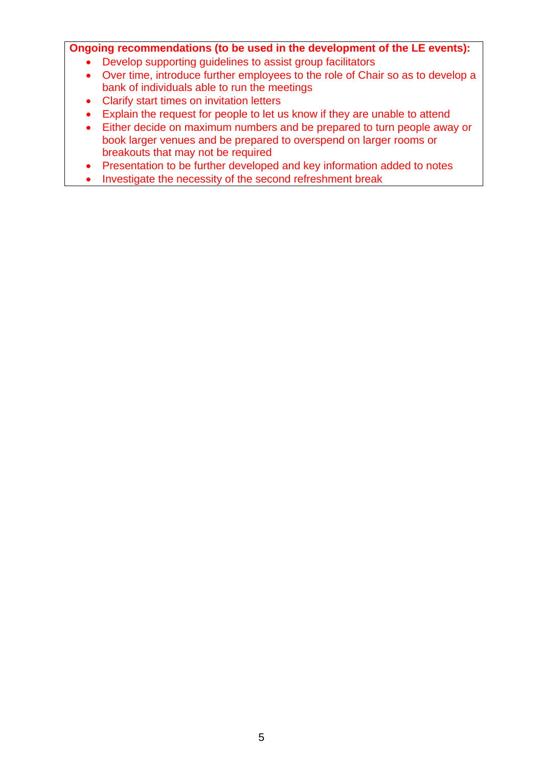**Ongoing recommendations (to be used in the development of the LE events):**

- Develop supporting guidelines to assist group facilitators
- Over time, introduce further employees to the role of Chair so as to develop a bank of individuals able to run the meetings
- Clarify start times on invitation letters
- Explain the request for people to let us know if they are unable to attend
- Either decide on maximum numbers and be prepared to turn people away or book larger venues and be prepared to overspend on larger rooms or breakouts that may not be required
- Presentation to be further developed and key information added to notes
- Investigate the necessity of the second refreshment break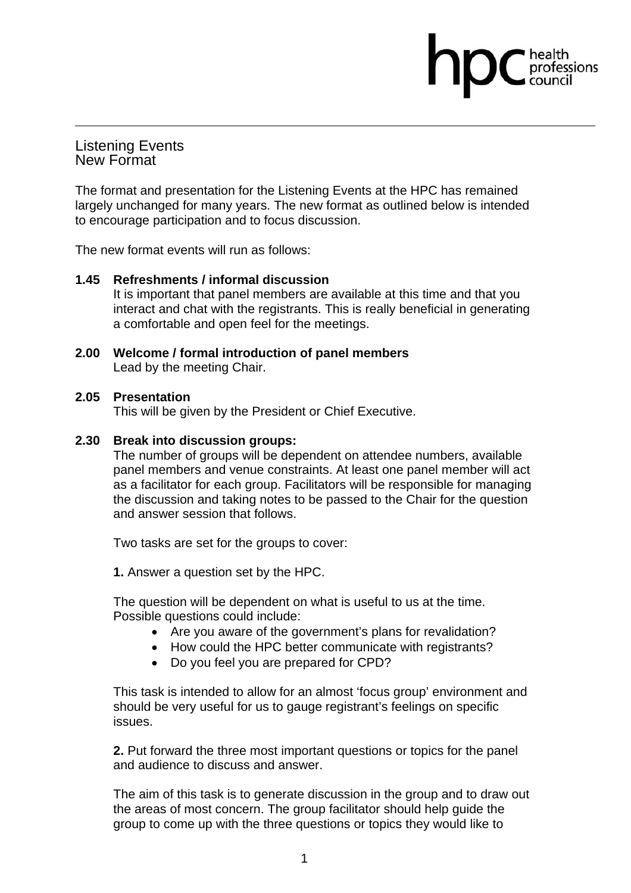# Listening Events
## New Format

The format and presentation for the Listening Events at the HPC has remained largely unchanged for many years. The new format as outlined below is intended to encourage participation and to focus discussion.

The new format events will run as follows:

**1.45 Refreshments / informal discussion**
It is important that panel members are available at this time and that you interact and chat with the registrants. This is really beneficial in generating a comfortable and open feel for the meetings.

**2.00 Welcome / formal introduction of panel members**
Lead by the meeting Chair.

**2.05 Presentation**
This will be given by the President or Chief Executive.

**2.30 Break into discussion groups:**
The number of groups will be dependent on attendee numbers, available panel members and venue constraints. At least one panel member will act as a facilitator for each group. Facilitators will be responsible for managing the discussion and taking notes to be passed to the Chair for the question and answer session that follows.

Two tasks are set for the groups to cover:

**1.** Answer a question set by the HPC.

The question will be dependent on what is useful to us at the time. Possible questions could include:

- Are you aware of the government's plans for revalidation?
- How could the HPC better communicate with registrants?
- Do you feel you are prepared for CPD?

This task is intended to allow for an almost 'focus group' environment and should be very useful for us to gauge registrant's feelings on specific issues.

**2.** Put forward the three most important questions or topics for the panel and audience to discuss and answer.

The aim of this task is to generate discussion in the group and to draw out the areas of most concern. The group facilitator should help guide the group to come up with the three questions or topics they would like to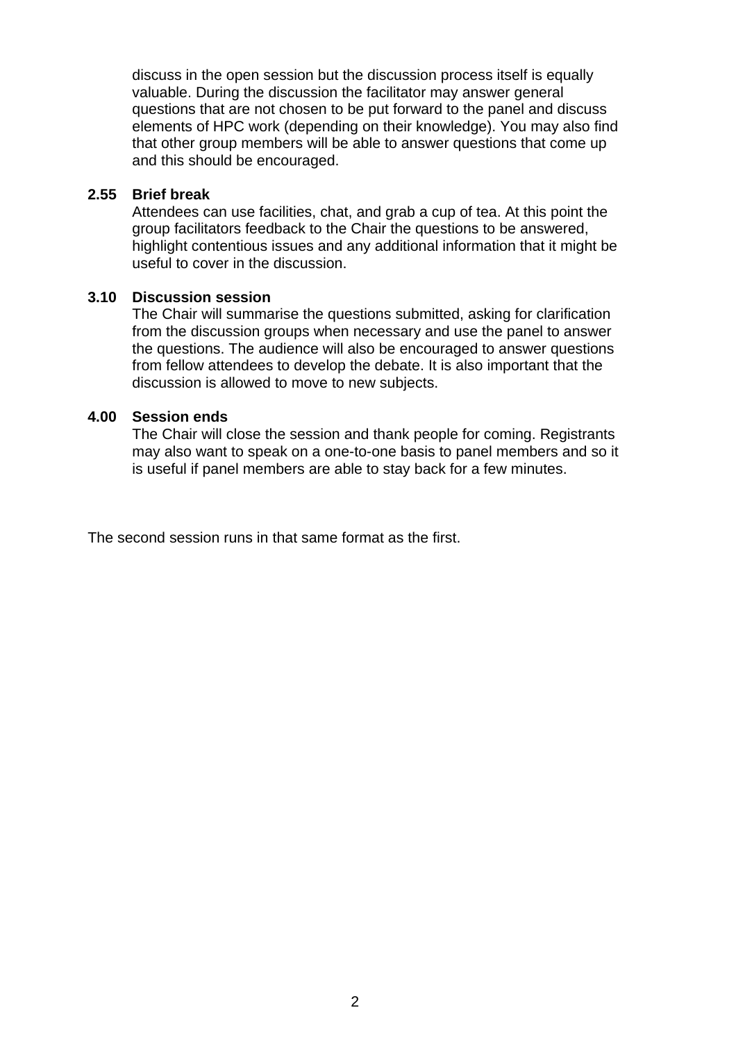discuss in the open session but the discussion process itself is equally valuable. During the discussion the facilitator may answer general questions that are not chosen to be put forward to the panel and discuss elements of HPC work (depending on their knowledge). You may also find that other group members will be able to answer questions that come up and this should be encouraged.

**2.55 Brief break**

Attendees can use facilities, chat, and grab a cup of tea. At this point the group facilitators feedback to the Chair the questions to be answered, highlight contentious issues and any additional information that it might be useful to cover in the discussion.

**3.10 Discussion session**

The Chair will summarise the questions submitted, asking for clarification from the discussion groups when necessary and use the panel to answer the questions. The audience will also be encouraged to answer questions from fellow attendees to develop the debate. It is also important that the discussion is allowed to move to new subjects.

**4.00 Session ends**

The Chair will close the session and thank people for coming. Registrants may also want to speak on a one-to-one basis to panel members and so it is useful if panel members are able to stay back for a few minutes.

The second session runs in that same format as the first.